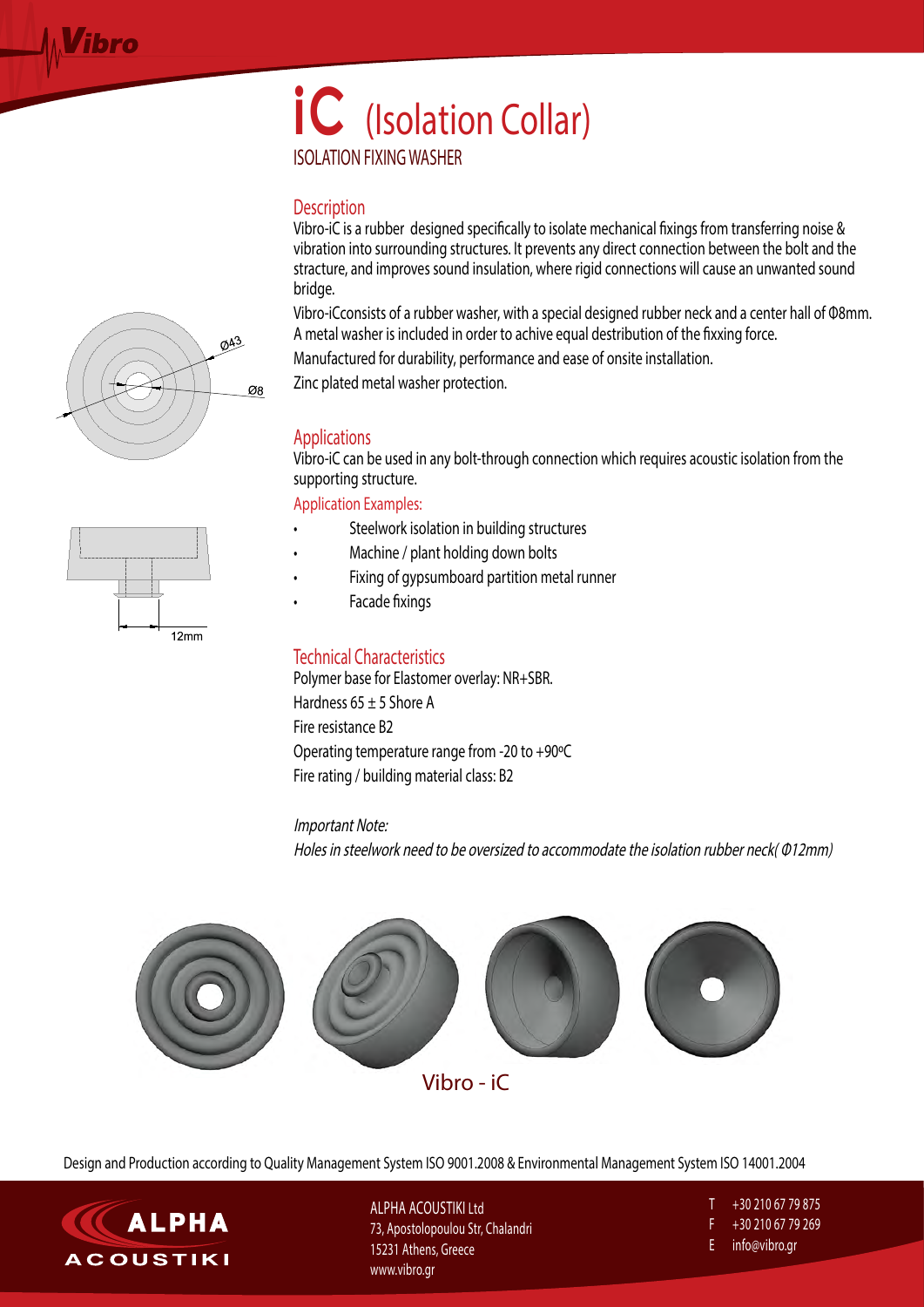# iC (Isolation Collar)

ISOLATION FIXING WASHER

## Description

Vibro-iC is a rubber  designed specifically to isolate mechanical fixings from transferring noise & vibration into surrounding structures. It prevents any direct connection between the bolt and the stracture, and improves sound insulation, where rigid connections will cause an unwanted sound bridge.

Vibro-iCconsists of a rubber washer, with a special designed rubber neck and a center hall of Φ8mm. A metal washer is included in order to achive equal destribution of the fixxing force.

Manufactured for durability, performance and ease of onsite installation.

Zinc plated metal washer protection.

Ø43

Ø8

12mm

## Applications

Vibro-iC can be used in any bolt-through connection which requires acoustic isolation from the supporting structure.

### Application Examples:

- Steelwork isolation in building structures
- Machine / plant holding down bolts
- Fixing of gypsumboard partition metal runner
- Facade fixings

## Technical Characteristics

Polymer base for Elastomer overlay: NR+SBR.

Hardness 65 ± 5 Shore A

Fire resistance B2

Operating temperature range from -20 to +90ºC

Fire rating / building material class: B2

*Important Note:*

*Holes in steelwork need to be oversized to accommodate the isolation rubber neck( Φ12mm)*

Vibro - iC

Design and Production according to Quality Management System ISO 9001.2008 & Environmental Management System ISO 14001.2004

ALPHA ACOUSTIKI Ltd
73, Apostolopoulou Str, Chalandri
15231 Athens, Greece
www.vibro.gr

T +30 210 67 79 875
F +30 210 67 79 269
E info@vibro.gr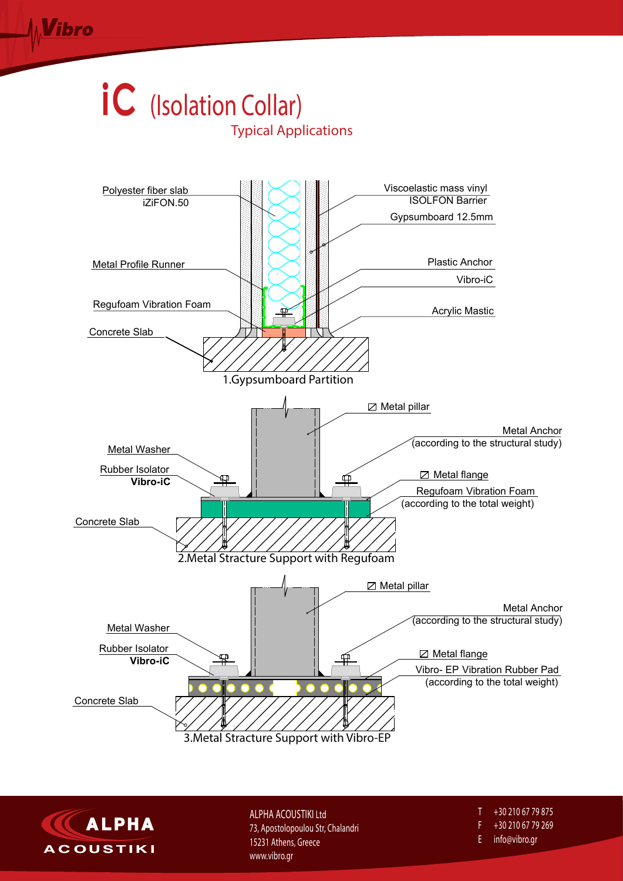# iC (Isolation Collar)

## Typical Applications

Polyester fiber slab
iZiFON.50

Metal Profile Runner

Regufoam Vibration Foam

Concrete Slab

Viscoelastic mass vinyl
ISOLFON Barrier

Gypsumboard 12.5mm

Plastic Anchor

Vibro-iC

Acrylic Mastic

1.Gypsumboard Partition

Metal pillar

Metal Anchor
(according to the structural study)

Metal Washer

Rubber Isolator
**Vibro-iC**

Metal flange

Regufoam Vibration Foam
(according to the total weight)

Concrete Slab

2.Metal Stracture Support with Regufoam

Metal pillar

Metal Anchor
(according to the structural study)

Metal Washer

Rubber Isolator
**Vibro-iC**

Metal flange

Vibro- EP Vibration Rubber Pad
(according to the total weight)

Concrete Slab

3.Metal Stracture Support with Vibro-EP

ALPHA ACOUSTIKI Ltd
73, Apostolopoulou Str, Chalandri
15231 Athens, Greece
www.vibro.gr

T +30 210 67 79 875
F +30 210 67 79 269
E info@vibro.gr